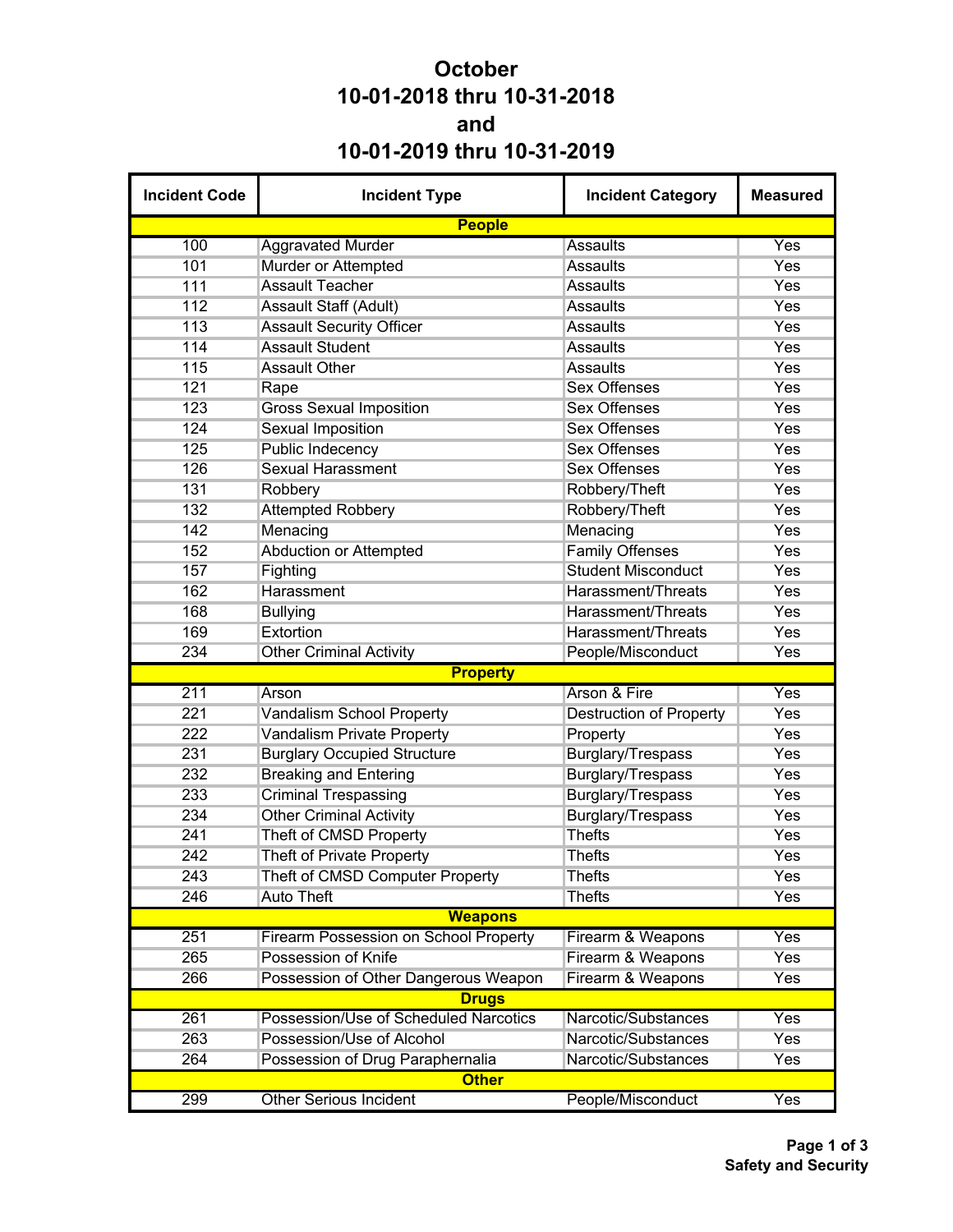# October
# 10-01-2018 thru 10-31-2018
# and
# 10-01-2019 thru 10-31-2019

| Incident Code | Incident Type | Incident Category | Measured |
|---|---|---|---|
| | **People** | | |
| 100 | Aggravated Murder | Assaults | Yes |
| 101 | Murder or Attempted | Assaults | Yes |
| 111 | Assault Teacher | Assaults | Yes |
| 112 | Assault Staff (Adult) | Assaults | Yes |
| 113 | Assault Security Officer | Assaults | Yes |
| 114 | Assault Student | Assaults | Yes |
| 115 | Assault Other | Assaults | Yes |
| 121 | Rape | Sex Offenses | Yes |
| 123 | Gross Sexual Imposition | Sex Offenses | Yes |
| 124 | Sexual Imposition | Sex Offenses | Yes |
| 125 | Public Indecency | Sex Offenses | Yes |
| 126 | Sexual Harassment | Sex Offenses | Yes |
| 131 | Robbery | Robbery/Theft | Yes |
| 132 | Attempted Robbery | Robbery/Theft | Yes |
| 142 | Menacing | Menacing | Yes |
| 152 | Abduction or Attempted | Family Offenses | Yes |
| 157 | Fighting | Student Misconduct | Yes |
| 162 | Harassment | Harassment/Threats | Yes |
| 168 | Bullying | Harassment/Threats | Yes |
| 169 | Extortion | Harassment/Threats | Yes |
| 234 | Other Criminal Activity | People/Misconduct | Yes |
| | **Property** | | |
| 211 | Arson | Arson & Fire | Yes |
| 221 | Vandalism School Property | Destruction of Property | Yes |
| 222 | Vandalism Private Property | Property | Yes |
| 231 | Burglary Occupied Structure | Burglary/Trespass | Yes |
| 232 | Breaking and Entering | Burglary/Trespass | Yes |
| 233 | Criminal Trespassing | Burglary/Trespass | Yes |
| 234 | Other Criminal Activity | Burglary/Trespass | Yes |
| 241 | Theft of CMSD Property | Thefts | Yes |
| 242 | Theft of Private Property | Thefts | Yes |
| 243 | Theft of CMSD Computer Property | Thefts | Yes |
| 246 | Auto Theft | Thefts | Yes |
| | **Weapons** | | |
| 251 | Firearm Possession on School Property | Firearm & Weapons | Yes |
| 265 | Possession of Knife | Firearm & Weapons | Yes |
| 266 | Possession of Other Dangerous Weapon | Firearm & Weapons | Yes |
| | **Drugs** | | |
| 261 | Possession/Use of Scheduled Narcotics | Narcotic/Substances | Yes |
| 263 | Possession/Use of Alcohol | Narcotic/Substances | Yes |
| 264 | Possession of Drug Paraphernalia | Narcotic/Substances | Yes |
| | **Other** | | |
| 299 | Other Serious Incident | People/Misconduct | Yes |

**Safety and Security**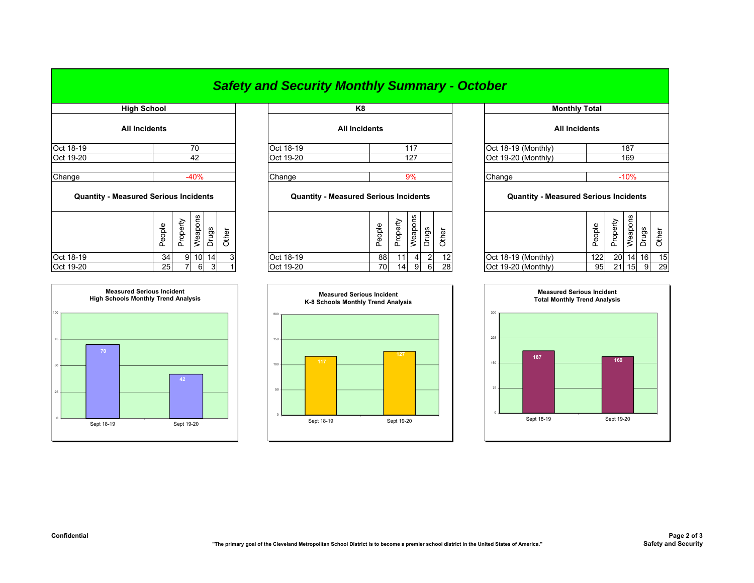# *Safety and Security Monthly Summary - October*

## High School

**All Incidents**

| | |
|---|---|
| Oct 18-19 | 70 |
| Oct 19-20 | 42 |
| Change | -40% |

**Quantity - Measured Serious Incidents**

| | People | Property | Weapons | Drugs | Other |
|---|---|---|---|---|---|
| Oct 18-19 | 34 | 9 | 10 | 14 | 3 |
| Oct 19-20 | 25 | 7 | 6 | 3 | 1 |

**Measured Serious Incident High Schools Monthly Trend Analysis**

| | Value |
|---|---|
| Sept 18-19 | 70 |
| Sept 19-20 | 42 |

## K8

**All Incidents**

| | |
|---|---|
| Oct 18-19 | 117 |
| Oct 19-20 | 127 |
| Change | 9% |

**Quantity - Measured Serious Incidents**

| | People | Property | Weapons | Drugs | Other |
|---|---|---|---|---|---|
| Oct 18-19 | 88 | 11 | 4 | 2 | 12 |
| Oct 19-20 | 70 | 14 | 9 | 6 | 28 |

**Measured Serious Incident K-8 Schools Monthly Trend Analysis**

| | Value |
|---|---|
| Sept 18-19 | 117 |
| Sept 19-20 | 127 |

## Monthly Total

**All Incidents**

| | |
|---|---|
| Oct 18-19 (Monthly) | 187 |
| Oct 19-20 (Monthly) | 169 |
| Change | -10% |

**Quantity - Measured Serious Incidents**

| | People | Property | Weapons | Drugs | Other |
|---|---|---|---|---|---|
| Oct 18-19 (Monthly) | 122 | 20 | 14 | 16 | 15 |
| Oct 19-20 (Monthly) | 95 | 21 | 15 | 9 | 29 |

**Measured Serious Incident Total Monthly Trend Analysis**

| | Value |
|---|---|
| Sept 18-19 | 187 |
| Sept 19-20 | 169 |

**Confidential**

**"The primary goal of the Cleveland Metropolitan School District is to become a premier school district in the United States of America."**

**Safety and Security**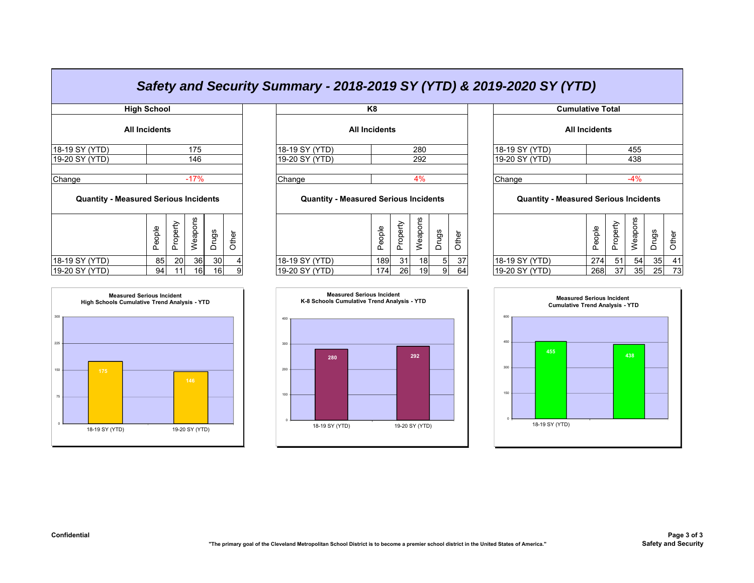# *Safety and Security Summary - 2018-2019 SY (YTD) & 2019-2020 SY (YTD)*

## High School

### All Incidents

| | |
|---|---|
| 18-19 SY (YTD) | 175 |
| 19-20 SY (YTD) | 146 |
| Change | -17% |

### Quantity - Measured Serious Incidents

| | People | Property | Weapons | Drugs | Other |
|---|---|---|---|---|---|
| 18-19 SY (YTD) | 85 | 20 | 36 | 30 | 4 |
| 19-20 SY (YTD) | 94 | 11 | 16 | 16 | 9 |

## K8

### All Incidents

| | |
|---|---|
| 18-19 SY (YTD) | 280 |
| 19-20 SY (YTD) | 292 |
| Change | 4% |

### Quantity - Measured Serious Incidents

| | People | Property | Weapons | Drugs | Other |
|---|---|---|---|---|---|
| 18-19 SY (YTD) | 189 | 31 | 18 | 5 | 37 |
| 19-20 SY (YTD) | 174 | 26 | 19 | 9 | 64 |

## Cumulative Total

### All Incidents

| | |
|---|---|
| 18-19 SY (YTD) | 455 |
| 19-20 SY (YTD) | 438 |
| Change | -4% |

### Quantity - Measured Serious Incidents

| | People | Property | Weapons | Drugs | Other |
|---|---|---|---|---|---|
| 18-19 SY (YTD) | 274 | 51 | 54 | 35 | 41 |
| 19-20 SY (YTD) | 268 | 37 | 35 | 25 | 73 |

**Measured Serious Incident**
**High Schools Cumulative Trend Analysis - YTD**

300
225
150
75
0
175
146
18-19 SY (YTD)
19-20 SY (YTD)

**Measured Serious Incident**
**K-8 Schools Cumulative Trend Analysis - YTD**

400
300
200
100
0
280
292
18-19 SY (YTD)
19-20 SY (YTD)

**Measured Serious Incident**
**Cumulative Trend Analysis - YTD**

600
450
300
150
0
455
438
18-19 SY (YTD)

**Confidential**

**"The primary goal of the Cleveland Metropolitan School District is to become a premier school district in the United States of America."**

**Safety and Security**